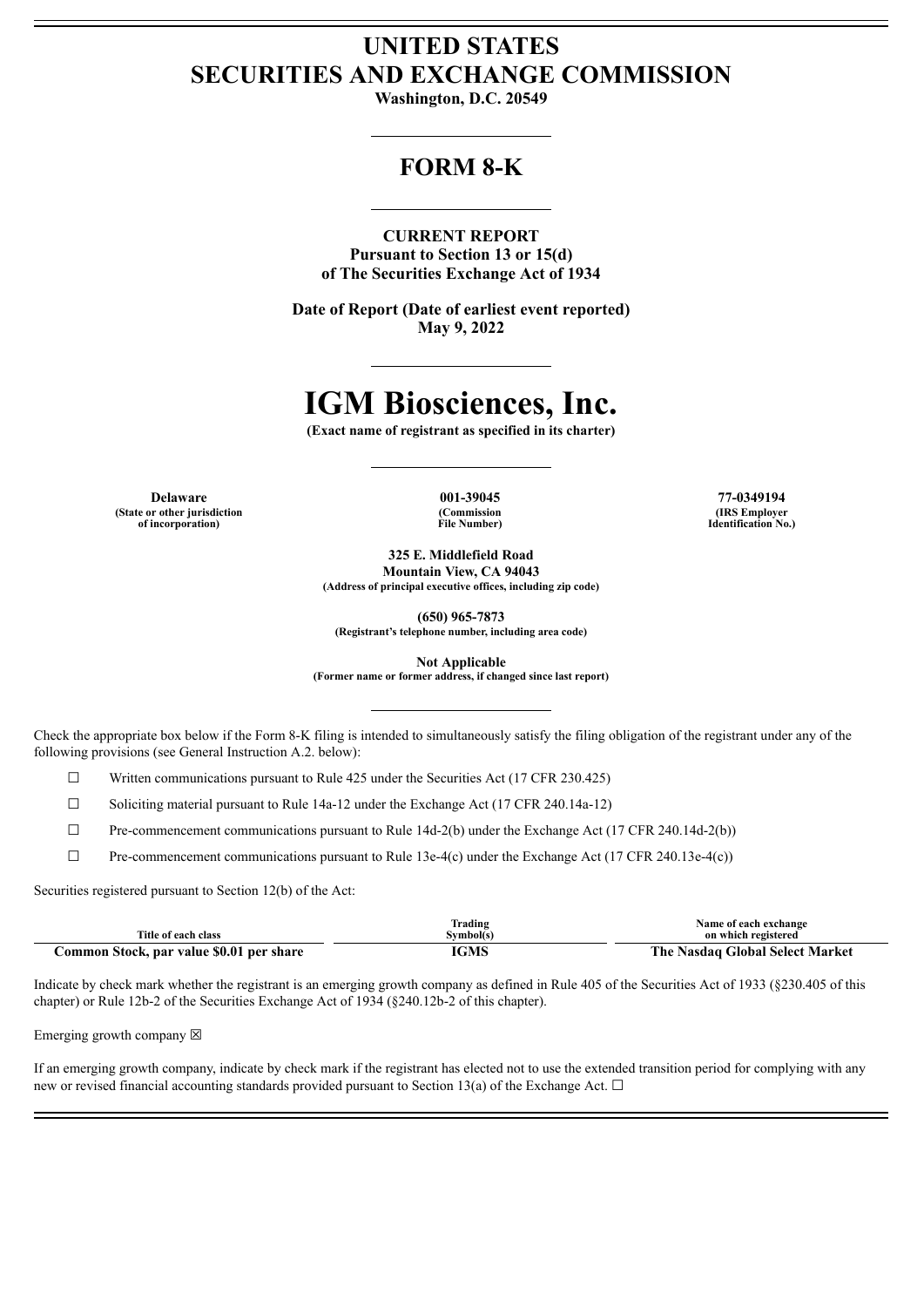# UNITED STATES
# SECURITIES AND EXCHANGE COMMISSION

**Washington, D.C. 20549**

## FORM 8-K

**CURRENT REPORT**
**Pursuant to Section 13 or 15(d)**
**of The Securities Exchange Act of 1934**

**Date of Report (Date of earliest event reported)**
**May 9, 2022**

# IGM Biosciences, Inc.

**(Exact name of registrant as specified in its charter)**

| Delaware | 001-39045 | 77-0349194 |
|---|---|---|
| (State or other jurisdiction of incorporation) | (Commission File Number) | (IRS Employer Identification No.) |

**325 E. Middlefield Road**
**Mountain View, CA 94043**
**(Address of principal executive offices, including zip code)**

**(650) 965-7873**
**(Registrant's telephone number, including area code)**

**Not Applicable**
**(Former name or former address, if changed since last report)**

Check the appropriate box below if the Form 8-K filing is intended to simultaneously satisfy the filing obligation of the registrant under any of the following provisions (see General Instruction A.2. below):

☐ Written communications pursuant to Rule 425 under the Securities Act (17 CFR 230.425)

☐ Soliciting material pursuant to Rule 14a-12 under the Exchange Act (17 CFR 240.14a-12)

☐ Pre-commencement communications pursuant to Rule 14d-2(b) under the Exchange Act (17 CFR 240.14d-2(b))

☐ Pre-commencement communications pursuant to Rule 13e-4(c) under the Exchange Act (17 CFR 240.13e-4(c))

Securities registered pursuant to Section 12(b) of the Act:

| Title of each class | Trading Symbol(s) | Name of each exchange on which registered |
|---|---|---|
| **Common Stock, par value $0.01 per share** | **IGMS** | **The Nasdaq Global Select Market** |

Indicate by check mark whether the registrant is an emerging growth company as defined in Rule 405 of the Securities Act of 1933 (§230.405 of this chapter) or Rule 12b-2 of the Securities Exchange Act of 1934 (§240.12b-2 of this chapter).

Emerging growth company ☒

If an emerging growth company, indicate by check mark if the registrant has elected not to use the extended transition period for complying with any new or revised financial accounting standards provided pursuant to Section 13(a) of the Exchange Act. ☐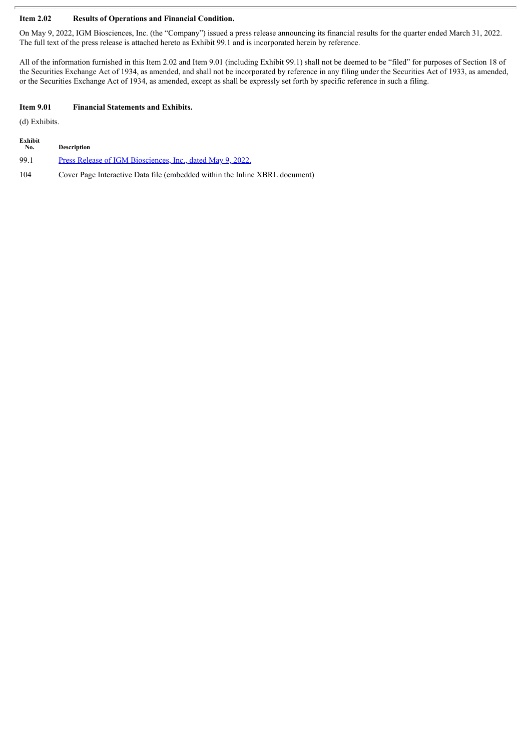**Item 2.02 Results of Operations and Financial Condition.**

On May 9, 2022, IGM Biosciences, Inc. (the "Company") issued a press release announcing its financial results for the quarter ended March 31, 2022. The full text of the press release is attached hereto as Exhibit 99.1 and is incorporated herein by reference.

All of the information furnished in this Item 2.02 and Item 9.01 (including Exhibit 99.1) shall not be deemed to be "filed" for purposes of Section 18 of the Securities Exchange Act of 1934, as amended, and shall not be incorporated by reference in any filing under the Securities Act of 1933, as amended, or the Securities Exchange Act of 1934, as amended, except as shall be expressly set forth by specific reference in such a filing.

**Item 9.01 Financial Statements and Exhibits.**

(d) Exhibits.

| Exhibit No. | Description |
|---|---|
| 99.1 | Press Release of IGM Biosciences, Inc., dated May 9, 2022. |
| 104 | Cover Page Interactive Data file (embedded within the Inline XBRL document) |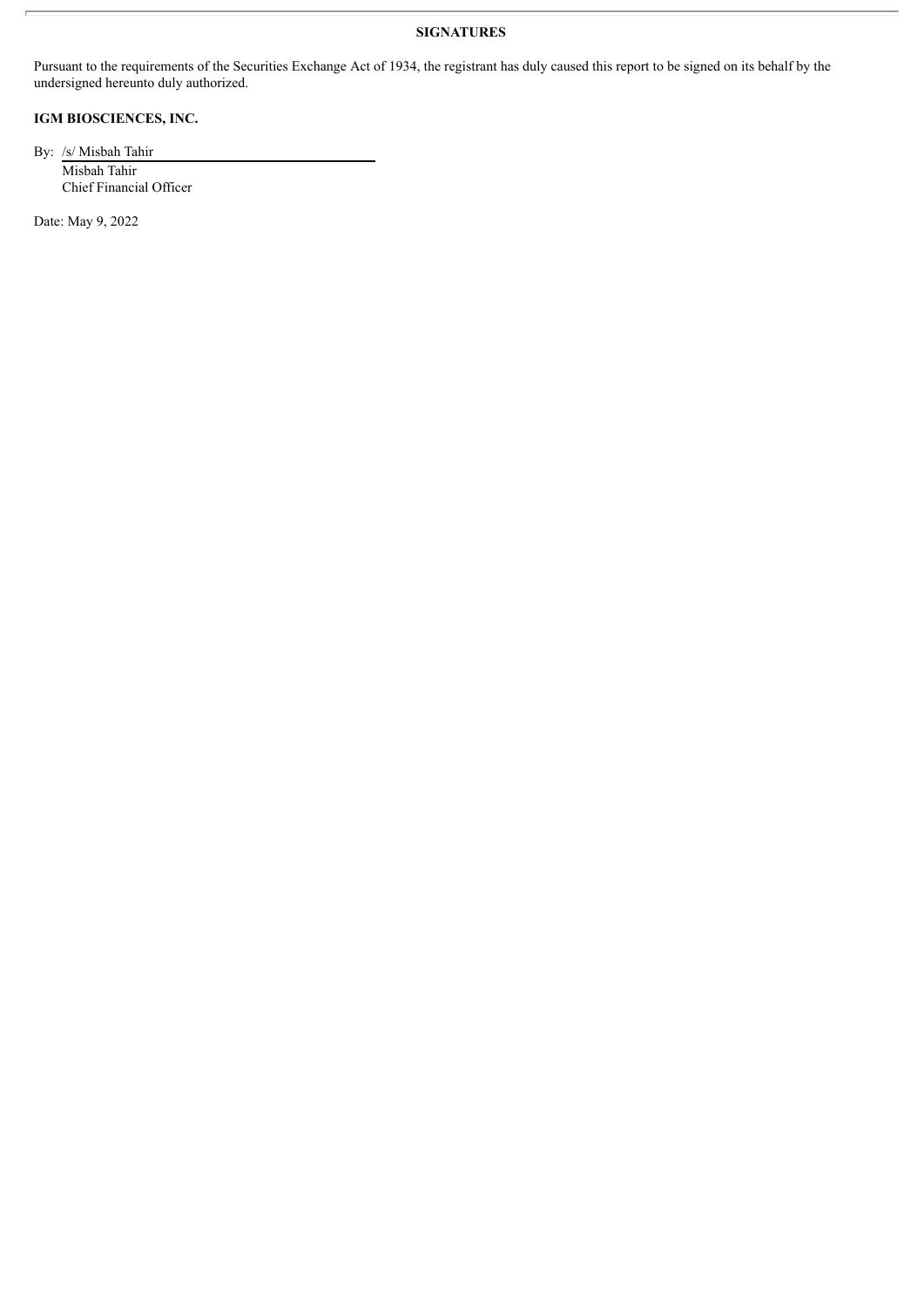## SIGNATURES

Pursuant to the requirements of the Securities Exchange Act of 1934, the registrant has duly caused this report to be signed on its behalf by the undersigned hereunto duly authorized.

**IGM BIOSCIENCES, INC.**

By: /s/ Misbah Tahir

Misbah Tahir
Chief Financial Officer

Date: May 9, 2022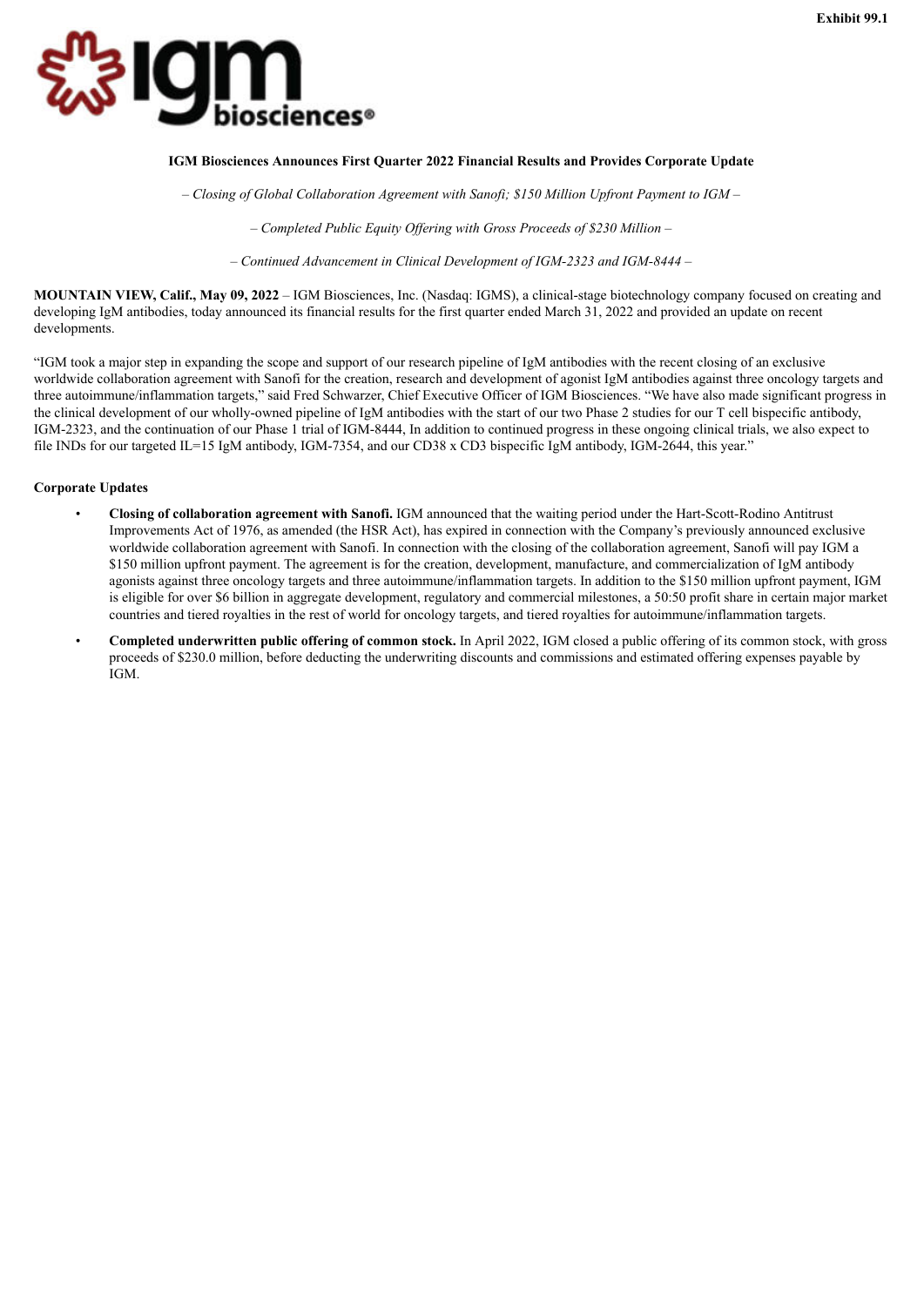Exhibit 99.1

**IGM Biosciences Announces First Quarter 2022 Financial Results and Provides Corporate Update**

*– Closing of Global Collaboration Agreement with Sanofi; $150 Million Upfront Payment to IGM –*

*– Completed Public Equity Offering with Gross Proceeds of $230 Million –*

*– Continued Advancement in Clinical Development of IGM-2323 and IGM-8444 –*

**MOUNTAIN VIEW, Calif., May 09, 2022** – IGM Biosciences, Inc. (Nasdaq: IGMS), a clinical-stage biotechnology company focused on creating and developing IgM antibodies, today announced its financial results for the first quarter ended March 31, 2022 and provided an update on recent developments.

"IGM took a major step in expanding the scope and support of our research pipeline of IgM antibodies with the recent closing of an exclusive worldwide collaboration agreement with Sanofi for the creation, research and development of agonist IgM antibodies against three oncology targets and three autoimmune/inflammation targets," said Fred Schwarzer, Chief Executive Officer of IGM Biosciences. "We have also made significant progress in the clinical development of our wholly-owned pipeline of IgM antibodies with the start of our two Phase 2 studies for our T cell bispecific antibody, IGM-2323, and the continuation of our Phase 1 trial of IGM-8444, In addition to continued progress in these ongoing clinical trials, we also expect to file INDs for our targeted IL=15 IgM antibody, IGM-7354, and our CD38 x CD3 bispecific IgM antibody, IGM-2644, this year."

**Corporate Updates**

- **Closing of collaboration agreement with Sanofi.** IGM announced that the waiting period under the Hart-Scott-Rodino Antitrust Improvements Act of 1976, as amended (the HSR Act), has expired in connection with the Company's previously announced exclusive worldwide collaboration agreement with Sanofi. In connection with the closing of the collaboration agreement, Sanofi will pay IGM a $150 million upfront payment. The agreement is for the creation, development, manufacture, and commercialization of IgM antibody agonists against three oncology targets and three autoimmune/inflammation targets. In addition to the $150 million upfront payment, IGM is eligible for over $6 billion in aggregate development, regulatory and commercial milestones, a 50:50 profit share in certain major market countries and tiered royalties in the rest of world for oncology targets, and tiered royalties for autoimmune/inflammation targets.
- **Completed underwritten public offering of common stock.** In April 2022, IGM closed a public offering of its common stock, with gross proceeds of $230.0 million, before deducting the underwriting discounts and commissions and estimated offering expenses payable by IGM.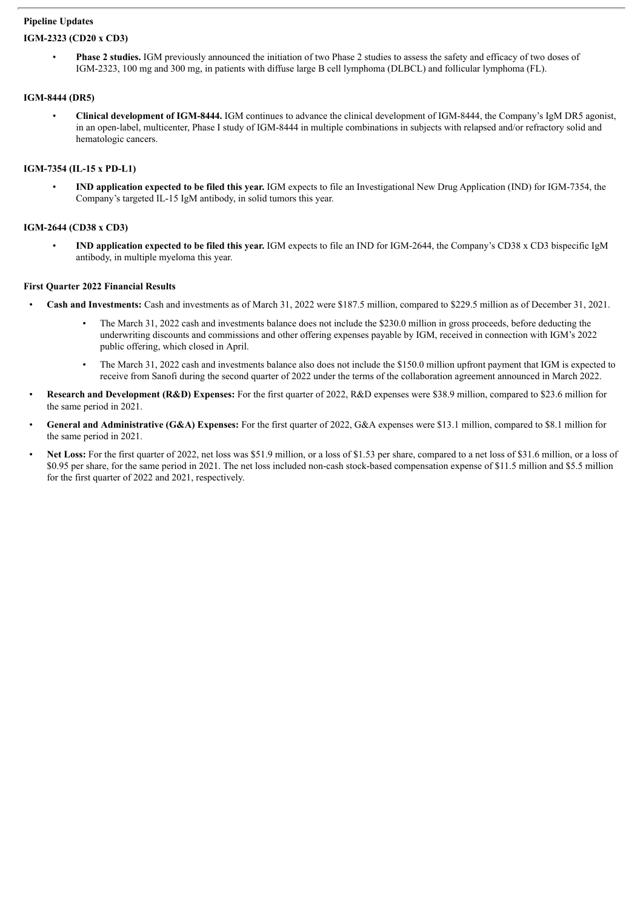**Pipeline Updates**

**IGM-2323 (CD20 x CD3)**

- **Phase 2 studies.** IGM previously announced the initiation of two Phase 2 studies to assess the safety and efficacy of two doses of IGM-2323, 100 mg and 300 mg, in patients with diffuse large B cell lymphoma (DLBCL) and follicular lymphoma (FL).

**IGM-8444 (DR5)**

- **Clinical development of IGM-8444.** IGM continues to advance the clinical development of IGM-8444, the Company's IgM DR5 agonist, in an open-label, multicenter, Phase I study of IGM-8444 in multiple combinations in subjects with relapsed and/or refractory solid and hematologic cancers.

**IGM-7354 (IL-15 x PD-L1)**

- **IND application expected to be filed this year.** IGM expects to file an Investigational New Drug Application (IND) for IGM-7354, the Company's targeted IL-15 IgM antibody, in solid tumors this year.

**IGM-2644 (CD38 x CD3)**

- **IND application expected to be filed this year.** IGM expects to file an IND for IGM-2644, the Company's CD38 x CD3 bispecific IgM antibody, in multiple myeloma this year.

**First Quarter 2022 Financial Results**

- **Cash and Investments:** Cash and investments as of March 31, 2022 were $187.5 million, compared to $229.5 million as of December 31, 2021.
  - The March 31, 2022 cash and investments balance does not include the $230.0 million in gross proceeds, before deducting the underwriting discounts and commissions and other offering expenses payable by IGM, received in connection with IGM's 2022 public offering, which closed in April.
  - The March 31, 2022 cash and investments balance also does not include the $150.0 million upfront payment that IGM is expected to receive from Sanofi during the second quarter of 2022 under the terms of the collaboration agreement announced in March 2022.
- **Research and Development (R&D) Expenses:** For the first quarter of 2022, R&D expenses were $38.9 million, compared to $23.6 million for the same period in 2021.
- **General and Administrative (G&A) Expenses:** For the first quarter of 2022, G&A expenses were $13.1 million, compared to $8.1 million for the same period in 2021.
- **Net Loss:** For the first quarter of 2022, net loss was $51.9 million, or a loss of $1.53 per share, compared to a net loss of $31.6 million, or a loss of $0.95 per share, for the same period in 2021. The net loss included non-cash stock-based compensation expense of $11.5 million and $5.5 million for the first quarter of 2022 and 2021, respectively.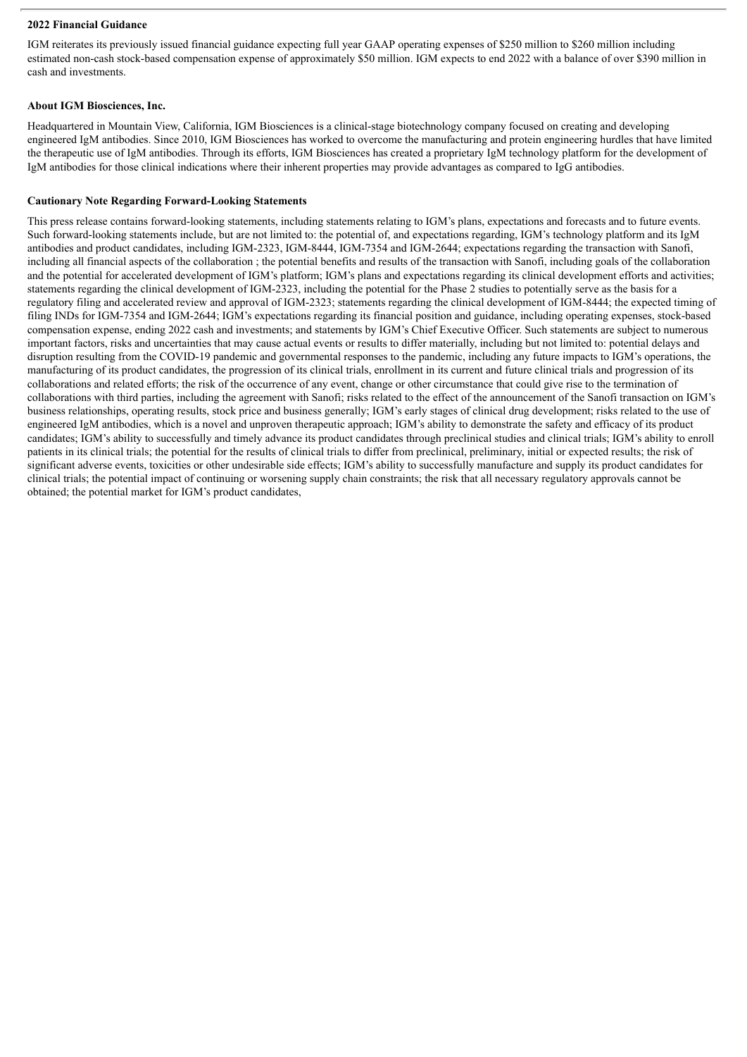**2022 Financial Guidance**

IGM reiterates its previously issued financial guidance expecting full year GAAP operating expenses of $250 million to $260 million including estimated non-cash stock-based compensation expense of approximately $50 million. IGM expects to end 2022 with a balance of over $390 million in cash and investments.

**About IGM Biosciences, Inc.**

Headquartered in Mountain View, California, IGM Biosciences is a clinical-stage biotechnology company focused on creating and developing engineered IgM antibodies. Since 2010, IGM Biosciences has worked to overcome the manufacturing and protein engineering hurdles that have limited the therapeutic use of IgM antibodies. Through its efforts, IGM Biosciences has created a proprietary IgM technology platform for the development of IgM antibodies for those clinical indications where their inherent properties may provide advantages as compared to IgG antibodies.

**Cautionary Note Regarding Forward-Looking Statements**

This press release contains forward-looking statements, including statements relating to IGM's plans, expectations and forecasts and to future events. Such forward-looking statements include, but are not limited to: the potential of, and expectations regarding, IGM's technology platform and its IgM antibodies and product candidates, including IGM-2323, IGM-8444, IGM-7354 and IGM-2644; expectations regarding the transaction with Sanofi, including all financial aspects of the collaboration ; the potential benefits and results of the transaction with Sanofi, including goals of the collaboration and the potential for accelerated development of IGM's platform; IGM's plans and expectations regarding its clinical development efforts and activities; statements regarding the clinical development of IGM-2323, including the potential for the Phase 2 studies to potentially serve as the basis for a regulatory filing and accelerated review and approval of IGM-2323; statements regarding the clinical development of IGM-8444; the expected timing of filing INDs for IGM-7354 and IGM-2644; IGM's expectations regarding its financial position and guidance, including operating expenses, stock-based compensation expense, ending 2022 cash and investments; and statements by IGM's Chief Executive Officer. Such statements are subject to numerous important factors, risks and uncertainties that may cause actual events or results to differ materially, including but not limited to: potential delays and disruption resulting from the COVID-19 pandemic and governmental responses to the pandemic, including any future impacts to IGM's operations, the manufacturing of its product candidates, the progression of its clinical trials, enrollment in its current and future clinical trials and progression of its collaborations and related efforts; the risk of the occurrence of any event, change or other circumstance that could give rise to the termination of collaborations with third parties, including the agreement with Sanofi; risks related to the effect of the announcement of the Sanofi transaction on IGM's business relationships, operating results, stock price and business generally; IGM's early stages of clinical drug development; risks related to the use of engineered IgM antibodies, which is a novel and unproven therapeutic approach; IGM's ability to demonstrate the safety and efficacy of its product candidates; IGM's ability to successfully and timely advance its product candidates through preclinical studies and clinical trials; IGM's ability to enroll patients in its clinical trials; the potential for the results of clinical trials to differ from preclinical, preliminary, initial or expected results; the risk of significant adverse events, toxicities or other undesirable side effects; IGM's ability to successfully manufacture and supply its product candidates for clinical trials; the potential impact of continuing or worsening supply chain constraints; the risk that all necessary regulatory approvals cannot be obtained; the potential market for IGM's product candidates,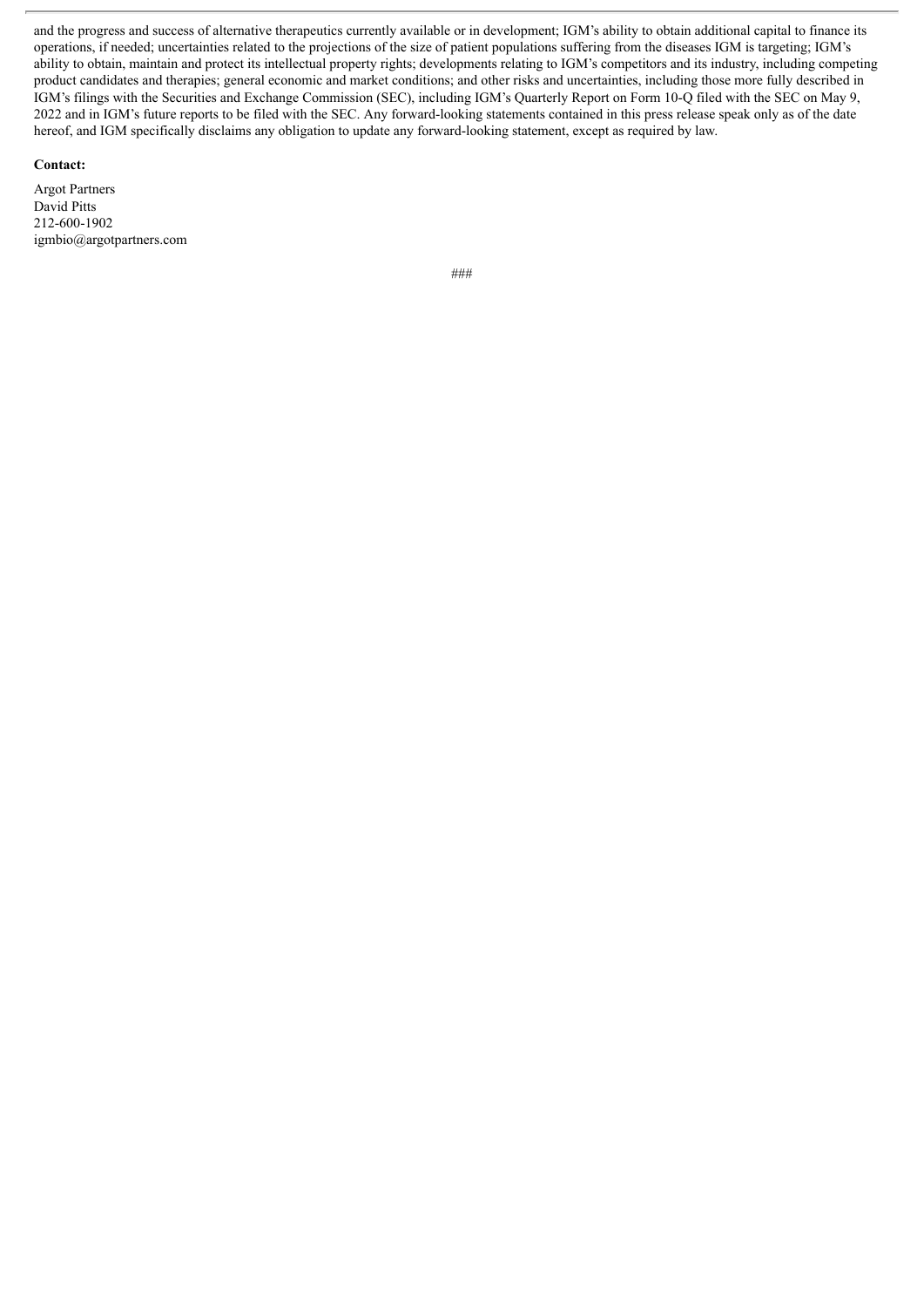and the progress and success of alternative therapeutics currently available or in development; IGM's ability to obtain additional capital to finance its operations, if needed; uncertainties related to the projections of the size of patient populations suffering from the diseases IGM is targeting; IGM's ability to obtain, maintain and protect its intellectual property rights; developments relating to IGM's competitors and its industry, including competing product candidates and therapies; general economic and market conditions; and other risks and uncertainties, including those more fully described in IGM's filings with the Securities and Exchange Commission (SEC), including IGM's Quarterly Report on Form 10-Q filed with the SEC on May 9, 2022 and in IGM's future reports to be filed with the SEC. Any forward-looking statements contained in this press release speak only as of the date hereof, and IGM specifically disclaims any obligation to update any forward-looking statement, except as required by law.

**Contact:**

Argot Partners
David Pitts
212-600-1902
igmbio@argotpartners.com

###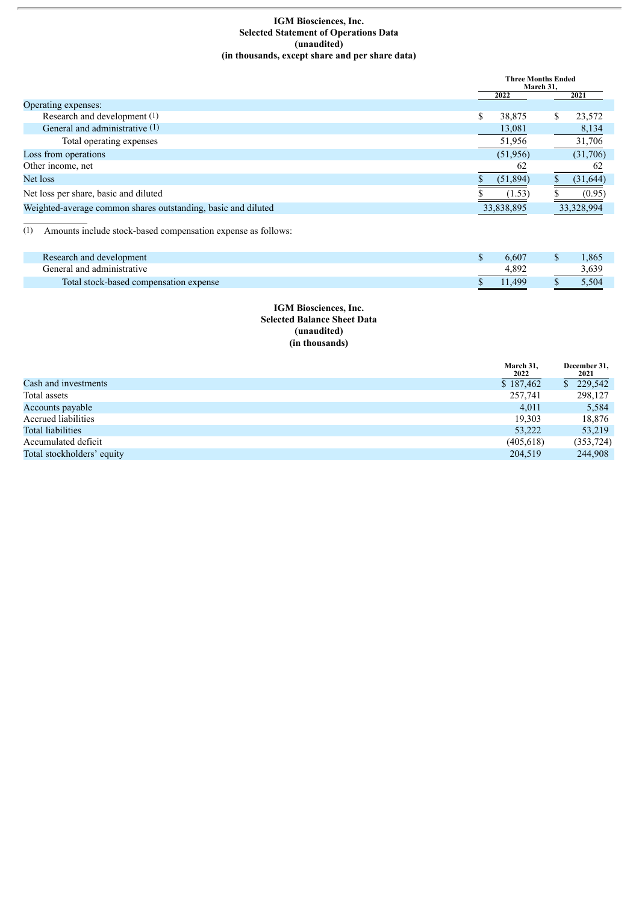**IGM Biosciences, Inc.**
**Selected Statement of Operations Data**
**(unaudited)**
**(in thousands, except share and per share data)**

| | Three Months Ended March 31, | |
|---|---|---|
| | 2022 | 2021 |
| Operating expenses: | | |
| Research and development (1) | $ 38,875 | $ 23,572 |
| General and administrative (1) | 13,081 | 8,134 |
| Total operating expenses | 51,956 | 31,706 |
| Loss from operations | (51,956) | (31,706) |
| Other income, net | 62 | 62 |
| Net loss | $ (51,894) | $ (31,644) |
| Net loss per share, basic and diluted | $ (1.53) | $ (0.95) |
| Weighted-average common shares outstanding, basic and diluted | 33,838,895 | 33,328,994 |

(1) Amounts include stock-based compensation expense as follows:

| | 2022 | 2021 |
|---|---|---|
| Research and development | $ 6,607 | $ 1,865 |
| General and administrative | 4,892 | 3,639 |
| Total stock-based compensation expense | $ 11,499 | $ 5,504 |

**IGM Biosciences, Inc.**
**Selected Balance Sheet Data**
**(unaudited)**
**(in thousands)**

| | March 31, 2022 | December 31, 2021 |
|---|---|---|
| Cash and investments | $ 187,462 | $ 229,542 |
| Total assets | 257,741 | 298,127 |
| Accounts payable | 4,011 | 5,584 |
| Accrued liabilities | 19,303 | 18,876 |
| Total liabilities | 53,222 | 53,219 |
| Accumulated deficit | (405,618) | (353,724) |
| Total stockholders' equity | 204,519 | 244,908 |